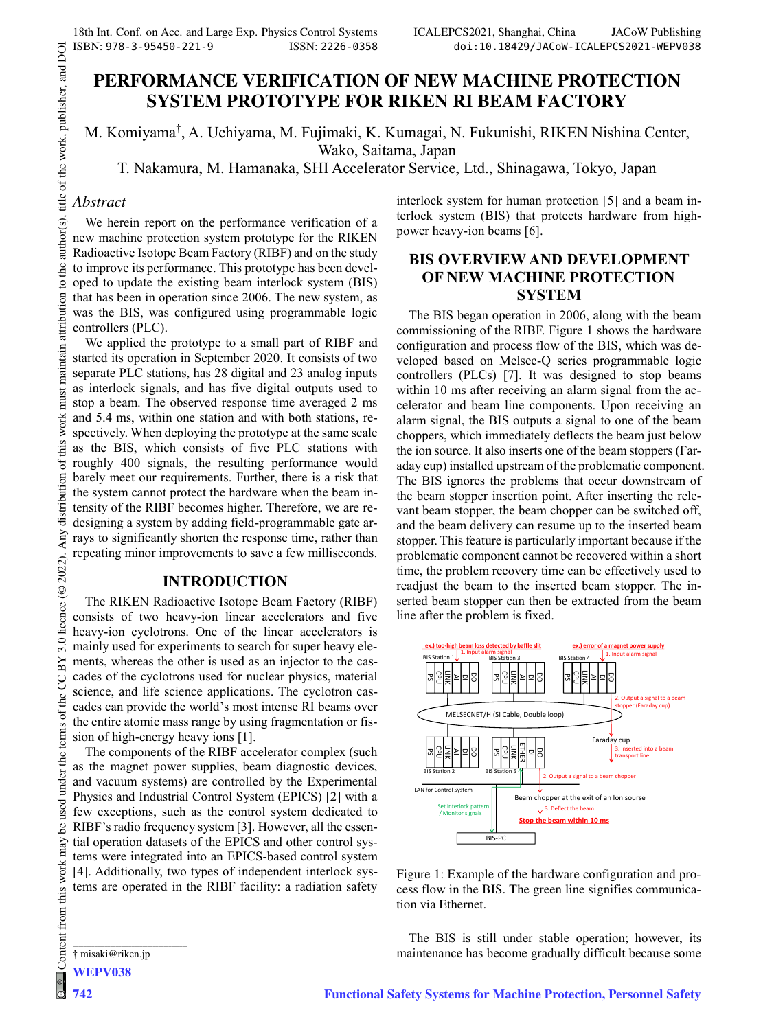# PERFORMANCE VERIFICATION OF NEW MACHINE PROTECTION SYSTEM PROTOTYPE FOR RIKEN RI BEAM FACTORY

M. Komiyama†, A. Uchiyama, M. Fujimaki, K. Kumagai, N. Fukunishi, RIKEN Nishina Center, Wako, Saitama, Japan

T. Nakamura, M. Hamanaka, SHI Accelerator Service, Ltd., Shinagawa, Tokyo, Japan

## *Abstract*

We herein report on the performance verification of a new machine protection system prototype for the RIKEN Radioactive Isotope Beam Factory (RIBF) and on the study to improve its performance. This prototype has been developed to update the existing beam interlock system (BIS) that has been in operation since 2006. The new system, as was the BIS, was configured using programmable logic controllers (PLC).

We applied the prototype to a small part of RIBF and started its operation in September 2020. It consists of two separate PLC stations, has 28 digital and 23 analog inputs as interlock signals, and has five digital outputs used to stop a beam. The observed response time averaged 2 ms and 5.4 ms, within one station and with both stations, respectively. When deploying the prototype at the same scale as the BIS, which consists of five PLC stations with roughly 400 signals, the resulting performance would barely meet our requirements. Further, there is a risk that the system cannot protect the hardware when the beam intensity of the RIBF becomes higher. Therefore, we are redesigning a system by adding field-programmable gate arrays to significantly shorten the response time, rather than repeating minor improvements to save a few milliseconds.

## INTRODUCTION

The RIKEN Radioactive Isotope Beam Factory (RIBF) consists of two heavy-ion linear accelerators and five heavy-ion cyclotrons. One of the linear accelerators is mainly used for experiments to search for super heavy elements, whereas the other is used as an injector to the cascades of the cyclotrons used for nuclear physics, material science, and life science applications. The cyclotron cascades can provide the world's most intense RI beams over the entire atomic mass range by using fragmentation or fission of high-energy heavy ions [1].

The components of the RIBF accelerator complex (such as the magnet power supplies, beam diagnostic devices, and vacuum systems) are controlled by the Experimental Physics and Industrial Control System (EPICS) [2] with a few exceptions, such as the control system dedicated to RIBF's radio frequency system [3]. However, all the essential operation datasets of the EPICS and other control systems were integrated into an EPICS-based control system [4]. Additionally, two types of independent interlock systems are operated in the RIBF facility: a radiation safety interlock system for human protection [5] and a beam interlock system (BIS) that protects hardware from high-power heavy-ion beams [6].

## BIS OVERVIEW AND DEVELOPMENT OF NEW MACHINE PROTECTION SYSTEM

The BIS began operation in 2006, along with the beam commissioning of the RIBF. Figure 1 shows the hardware configuration and process flow of the BIS, which was developed based on Melsec-Q series programmable logic controllers (PLCs) [7]. It was designed to stop beams within 10 ms after receiving an alarm signal from the accelerator and beam line components. Upon receiving an alarm signal, the BIS outputs a signal to one of the beam choppers, which immediately deflects the beam just below the ion source. It also inserts one of the beam stoppers (Faraday cup) installed upstream of the problematic component. The BIS ignores the problems that occur downstream of the beam stopper insertion point. After inserting the relevant beam stopper, the beam chopper can be switched off, and the beam delivery can resume up to the inserted beam stopper. This feature is particularly important because if the problematic component cannot be recovered within a short time, the problem recovery time can be effectively used to readjust the beam to the inserted beam stopper. The inserted beam stopper can then be extracted from the beam line after the problem is fixed.

Figure 1: Example of the hardware configuration and process flow in the BIS. The green line signifies communication via Ethernet.

The BIS is still under stable operation; however, its maintenance has become gradually difficult because some

† misaki@riken.jp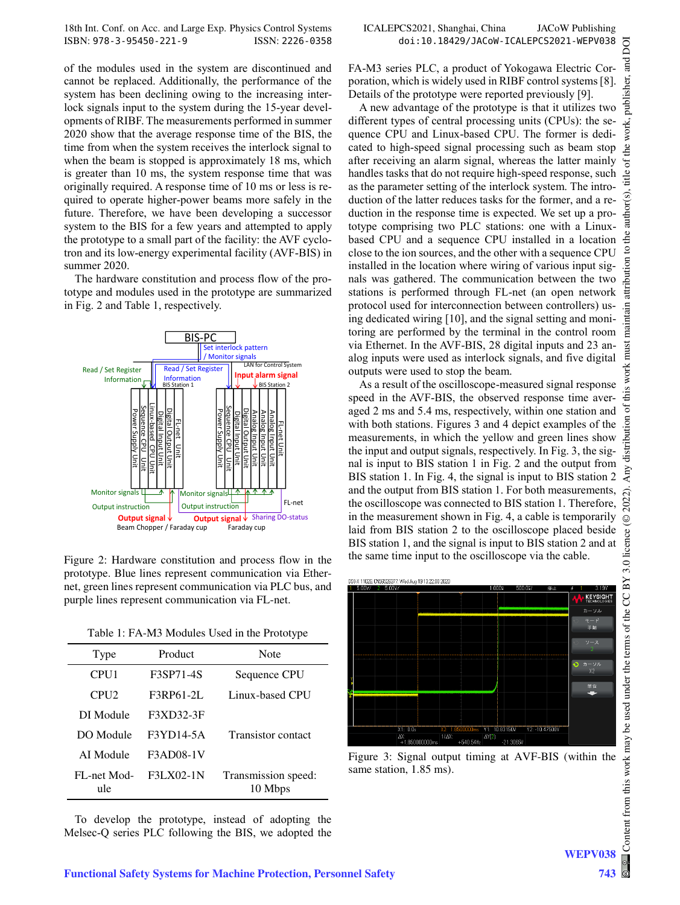of the modules used in the system are discontinued and cannot be replaced. Additionally, the performance of the system has been declining owing to the increasing interlock signals input to the system during the 15-year developments of RIBF. The measurements performed in summer 2020 show that the average response time of the BIS, the time from when the system receives the interlock signal to when the beam is stopped is approximately 18 ms, which is greater than 10 ms, the system response time that was originally required. A response time of 10 ms or less is required to operate higher-power beams more safely in the future. Therefore, we have been developing a successor system to the BIS for a few years and attempted to apply the prototype to a small part of the facility: the AVF cyclotron and its low-energy experimental facility (AVF-BIS) in summer 2020.

The hardware constitution and process flow of the prototype and modules used in the prototype are summarized in Fig. 2 and Table 1, respectively.

Figure 2: Hardware constitution and process flow in the prototype. Blue lines represent communication via Ethernet, green lines represent communication via PLC bus, and purple lines represent communication via FL-net.

Table 1: FA-M3 Modules Used in the Prototype

| Type | Product | Note |
|---|---|---|
| CPU1 | F3SP71-4S | Sequence CPU |
| CPU2 | F3RP61-2L | Linux-based CPU |
| DI Module | F3XD32-3F | |
| DO Module | F3YD14-5A | Transistor contact |
| AI Module | F3AD08-1V | |
| FL-net Module | F3LX02-1N | Transmission speed: 10 Mbps |

To develop the prototype, instead of adopting the Melsec-Q series PLC following the BIS, we adopted the FA-M3 series PLC, a product of Yokogawa Electric Corporation, which is widely used in RIBF control systems [8]. Details of the prototype were reported previously [9].

A new advantage of the prototype is that it utilizes two different types of central processing units (CPUs): the sequence CPU and Linux-based CPU. The former is dedicated to high-speed signal processing such as beam stop after receiving an alarm signal, whereas the latter mainly handles tasks that do not require high-speed response, such as the parameter setting of the interlock system. The introduction of the latter reduces tasks for the former, and a reduction in the response time is expected. We set up a prototype comprising two PLC stations: one with a Linux-based CPU and a sequence CPU installed in a location close to the ion sources, and the other with a sequence CPU installed in the location where wiring of various input signals was gathered. The communication between the two stations is performed through FL-net (an open network protocol used for interconnection between controllers) using dedicated wiring [10], and the signal setting and monitoring are performed by the terminal in the control room via Ethernet. In the AVF-BIS, 28 digital inputs and 23 analog inputs were used as interlock signals, and five digital outputs were used to stop the beam.

As a result of the oscilloscope-measured signal response speed in the AVF-BIS, the observed response time averaged 2 ms and 5.4 ms, respectively, within one station and with both stations. Figures 3 and 4 depict examples of the measurements, in which the yellow and green lines show the input and output signals, respectively. In Fig. 3, the signal is input to BIS station 1 in Fig. 2 and the output from BIS station 1. In Fig. 4, the signal is input to BIS station 2 and the output from BIS station 1. For both measurements, the oscilloscope was connected to BIS station 1. Therefore, in the measurement shown in Fig. 4, a cable is temporarily laid from BIS station 2 to the oscilloscope placed beside BIS station 1, and the signal is input to BIS station 2 and at the same time input to the oscilloscope via the cable.

Figure 3: Signal output timing at AVF-BIS (within the same station, 1.85 ms).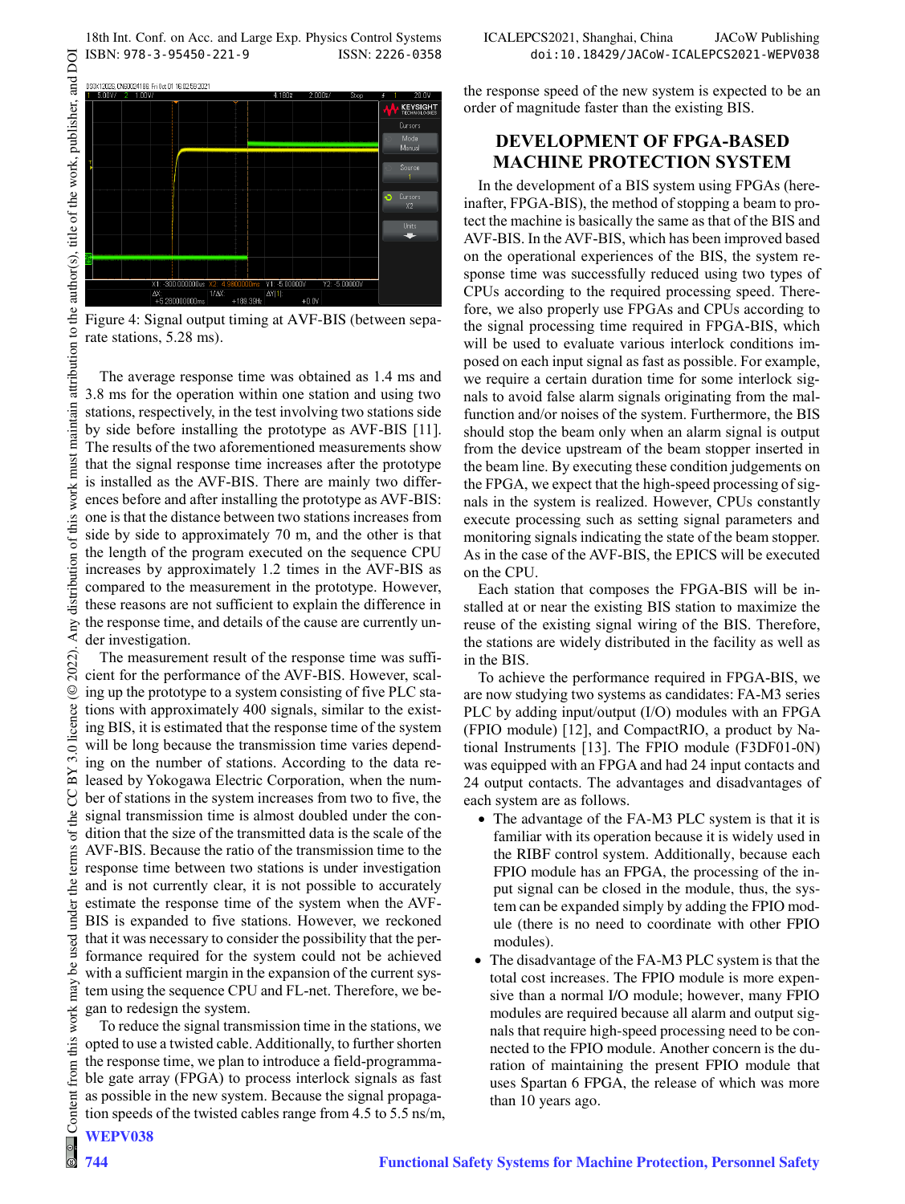Figure 4: Signal output timing at AVF-BIS (between separate stations, 5.28 ms).

The average response time was obtained as 1.4 ms and 3.8 ms for the operation within one station and using two stations, respectively, in the test involving two stations side by side before installing the prototype as AVF-BIS [11]. The results of the two aforementioned measurements show that the signal response time increases after the prototype is installed as the AVF-BIS. There are mainly two differences before and after installing the prototype as AVF-BIS: one is that the distance between two stations increases from side by side to approximately 70 m, and the other is that the length of the program executed on the sequence CPU increases by approximately 1.2 times in the AVF-BIS as compared to the measurement in the prototype. However, these reasons are not sufficient to explain the difference in the response time, and details of the cause are currently under investigation.

The measurement result of the response time was sufficient for the performance of the AVF-BIS. However, scaling up the prototype to a system consisting of five PLC stations with approximately 400 signals, similar to the existing BIS, it is estimated that the response time of the system will be long because the transmission time varies depending on the number of stations. According to the data released by Yokogawa Electric Corporation, when the number of stations in the system increases from two to five, the signal transmission time is almost doubled under the condition that the size of the transmitted data is the scale of the AVF-BIS. Because the ratio of the transmission time to the response time between two stations is under investigation and is not currently clear, it is not possible to accurately estimate the response time of the system when the AVF-BIS is expanded to five stations. However, we reckoned that it was necessary to consider the possibility that the performance required for the system could not be achieved with a sufficient margin in the expansion of the current system using the sequence CPU and FL-net. Therefore, we began to redesign the system.

To reduce the signal transmission time in the stations, we opted to use a twisted cable. Additionally, to further shorten the response time, we plan to introduce a field-programmable gate array (FPGA) to process interlock signals as fast as possible in the new system. Because the signal propagation speeds of the twisted cables range from 4.5 to 5.5 ns/m, the response speed of the new system is expected to be an order of magnitude faster than the existing BIS.

## DEVELOPMENT OF FPGA-BASED MACHINE PROTECTION SYSTEM

In the development of a BIS system using FPGAs (hereinafter, FPGA-BIS), the method of stopping a beam to protect the machine is basically the same as that of the BIS and AVF-BIS. In the AVF-BIS, which has been improved based on the operational experiences of the BIS, the system response time was successfully reduced using two types of CPUs according to the required processing speed. Therefore, we also properly use FPGAs and CPUs according to the signal processing time required in FPGA-BIS, which will be used to evaluate various interlock conditions imposed on each input signal as fast as possible. For example, we require a certain duration time for some interlock signals to avoid false alarm signals originating from the malfunction and/or noises of the system. Furthermore, the BIS should stop the beam only when an alarm signal is output from the device upstream of the beam stopper inserted in the beam line. By executing these condition judgements on the FPGA, we expect that the high-speed processing of signals in the system is realized. However, CPUs constantly execute processing such as setting signal parameters and monitoring signals indicating the state of the beam stopper. As in the case of the AVF-BIS, the EPICS will be executed on the CPU.

Each station that composes the FPGA-BIS will be installed at or near the existing BIS station to maximize the reuse of the existing signal wiring of the BIS. Therefore, the stations are widely distributed in the facility as well as in the BIS.

To achieve the performance required in FPGA-BIS, we are now studying two systems as candidates: FA-M3 series PLC by adding input/output (I/O) modules with an FPGA (FPIO module) [12], and CompactRIO, a product by National Instruments [13]. The FPIO module (F3DF01-0N) was equipped with an FPGA and had 24 input contacts and 24 output contacts. The advantages and disadvantages of each system are as follows.

- The advantage of the FA-M3 PLC system is that it is familiar with its operation because it is widely used in the RIBF control system. Additionally, because each FPIO module has an FPGA, the processing of the input signal can be closed in the module, thus, the system can be expanded simply by adding the FPIO module (there is no need to coordinate with other FPIO modules).
- The disadvantage of the FA-M3 PLC system is that the total cost increases. The FPIO module is more expensive than a normal I/O module; however, many FPIO modules are required because all alarm and output signals that require high-speed processing need to be connected to the FPIO module. Another concern is the duration of maintaining the present FPIO module that uses Spartan 6 FPGA, the release of which was more than 10 years ago.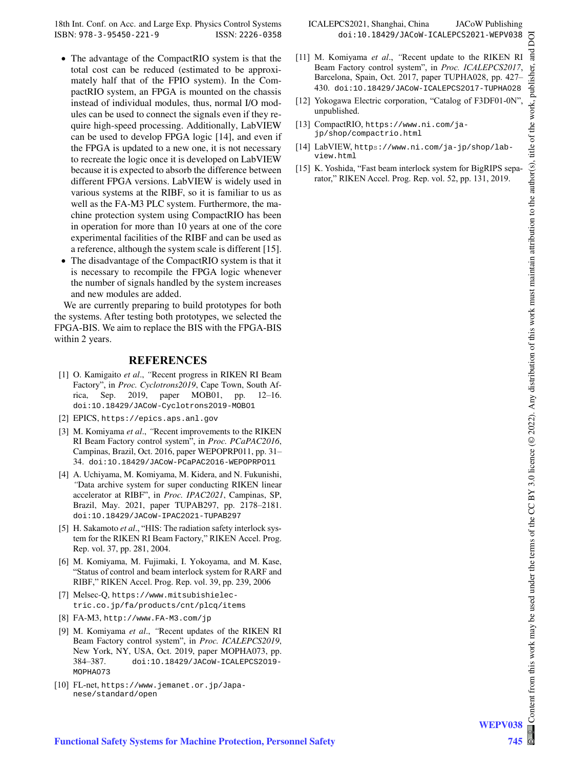- The advantage of the CompactRIO system is that the total cost can be reduced (estimated to be approximately half that of the FPIO system). In the CompactRIO system, an FPGA is mounted on the chassis instead of individual modules, thus, normal I/O modules can be used to connect the signals even if they require high-speed processing. Additionally, LabVIEW can be used to develop FPGA logic [14], and even if the FPGA is updated to a new one, it is not necessary to recreate the logic once it is developed on LabVIEW because it is expected to absorb the difference between different FPGA versions. LabVIEW is widely used in various systems at the RIBF, so it is familiar to us as well as the FA-M3 PLC system. Furthermore, the machine protection system using CompactRIO has been in operation for more than 10 years at one of the core experimental facilities of the RIBF and can be used as a reference, although the system scale is different [15].
- The disadvantage of the CompactRIO system is that it is necessary to recompile the FPGA logic whenever the number of signals handled by the system increases and new modules are added.

We are currently preparing to build prototypes for both the systems. After testing both prototypes, we selected the FPGA-BIS. We aim to replace the BIS with the FPGA-BIS within 2 years.

## REFERENCES

[1] O. Kamigaito *et al*., "Recent progress in RIKEN RI Beam Factory", in *Proc. Cyclotrons2019*, Cape Town, South Africa, Sep. 2019, paper MOB01, pp. 12–16. doi:10.18429/JACoW-Cyclotrons2019-MOB01

[2] EPICS, https://epics.aps.anl.gov

[3] M. Komiyama *et al*., "Recent improvements to the RIKEN RI Beam Factory control system", in *Proc. PCaPAC2016*, Campinas, Brazil, Oct. 2016, paper WEPOPRP011, pp. 31–34. doi:10.18429/JACoW-PCaPAC2016-WEPOPRP011

[4] A. Uchiyama, M. Komiyama, M. Kidera, and N. Fukunishi, "Data archive system for super conducting RIKEN linear accelerator at RIBF", in *Proc. IPAC2021*, Campinas, SP, Brazil, May. 2021, paper TUPAB297, pp. 2178–2181. doi:10.18429/JACoW-IPAC2021-TUPAB297

[5] H. Sakamoto *et al*., "HIS: The radiation safety interlock system for the RIKEN RI Beam Factory," RIKEN Accel. Prog. Rep. vol. 37, pp. 281, 2004.

[6] M. Komiyama, M. Fujimaki, I. Yokoyama, and M. Kase, "Status of control and beam interlock system for RARF and RIBF," RIKEN Accel. Prog. Rep. vol. 39, pp. 239, 2006

[7] Melsec-Q, https://www.mitsubishielectric.co.jp/fa/products/cnt/plcq/items

[8] FA-M3, http://www.FA-M3.com/jp

[9] M. Komiyama *et al*., "Recent updates of the RIKEN RI Beam Factory control system", in *Proc. ICALEPCS2019*, New York, NY, USA, Oct. 2019, paper MOPHA073, pp. 384–387. doi:10.18429/JACoW-ICALEPCS2019-MOPHA073

[10] FL-net, https://www.jemanet.or.jp/Japanese/standard/open

[11] M. Komiyama *et al*., "Recent update to the RIKEN RI Beam Factory control system", in *Proc. ICALEPCS2017*, Barcelona, Spain, Oct. 2017, paper TUPHA028, pp. 427–430. doi:10.18429/JACoW-ICALEPCS2017-TUPHA028

[12] Yokogawa Electric corporation, "Catalog of F3DF01-0N", unpublished.

[13] CompactRIO, https://www.ni.com/ja-jp/shop/compactrio.html

[14] LabVIEW, https://www.ni.com/ja-jp/shop/labview.html

[15] K. Yoshida, "Fast beam interlock system for BigRIPS separator," RIKEN Accel. Prog. Rep. vol. 52, pp. 131, 2019.